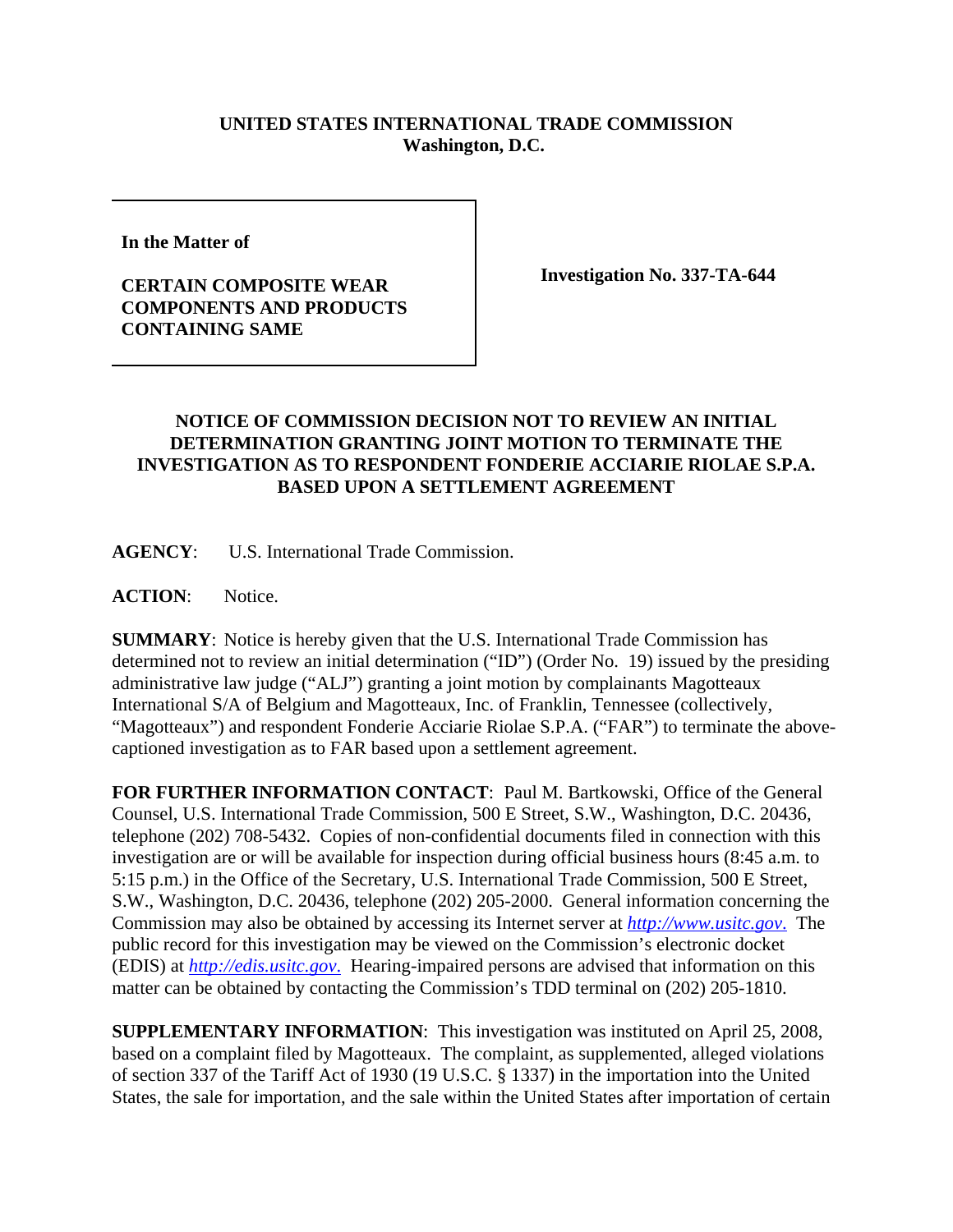**UNITED STATES INTERNATIONAL TRADE COMMISSION**
**Washington, D.C.**

| **In the Matter of** <br><br> **CERTAIN COMPOSITE WEAR COMPONENTS AND PRODUCTS CONTAINING SAME** | **Investigation No. 337-TA-644** |
|---|---|

**NOTICE OF COMMISSION DECISION NOT TO REVIEW AN INITIAL DETERMINATION GRANTING JOINT MOTION TO TERMINATE THE INVESTIGATION AS TO RESPONDENT FONDERIE ACCIARIE RIOLAE S.P.A. BASED UPON A SETTLEMENT AGREEMENT**

**AGENCY**: U.S. International Trade Commission.

**ACTION**: Notice.

**SUMMARY**: Notice is hereby given that the U.S. International Trade Commission has determined not to review an initial determination ("ID") (Order No. 19) issued by the presiding administrative law judge ("ALJ") granting a joint motion by complainants Magotteaux International S/A of Belgium and Magotteaux, Inc. of Franklin, Tennessee (collectively, "Magotteaux") and respondent Fonderie Acciarie Riolae S.P.A. ("FAR") to terminate the above-captioned investigation as to FAR based upon a settlement agreement.

**FOR FURTHER INFORMATION CONTACT**: Paul M. Bartkowski, Office of the General Counsel, U.S. International Trade Commission, 500 E Street, S.W., Washington, D.C. 20436, telephone (202) 708-5432. Copies of non-confidential documents filed in connection with this investigation are or will be available for inspection during official business hours (8:45 a.m. to 5:15 p.m.) in the Office of the Secretary, U.S. International Trade Commission, 500 E Street, S.W., Washington, D.C. 20436, telephone (202) 205-2000. General information concerning the Commission may also be obtained by accessing its Internet server at *http://www.usitc.gov*. The public record for this investigation may be viewed on the Commission's electronic docket (EDIS) at *http://edis.usitc.gov*. Hearing-impaired persons are advised that information on this matter can be obtained by contacting the Commission's TDD terminal on (202) 205-1810.

**SUPPLEMENTARY INFORMATION**: This investigation was instituted on April 25, 2008, based on a complaint filed by Magotteaux. The complaint, as supplemented, alleged violations of section 337 of the Tariff Act of 1930 (19 U.S.C. § 1337) in the importation into the United States, the sale for importation, and the sale within the United States after importation of certain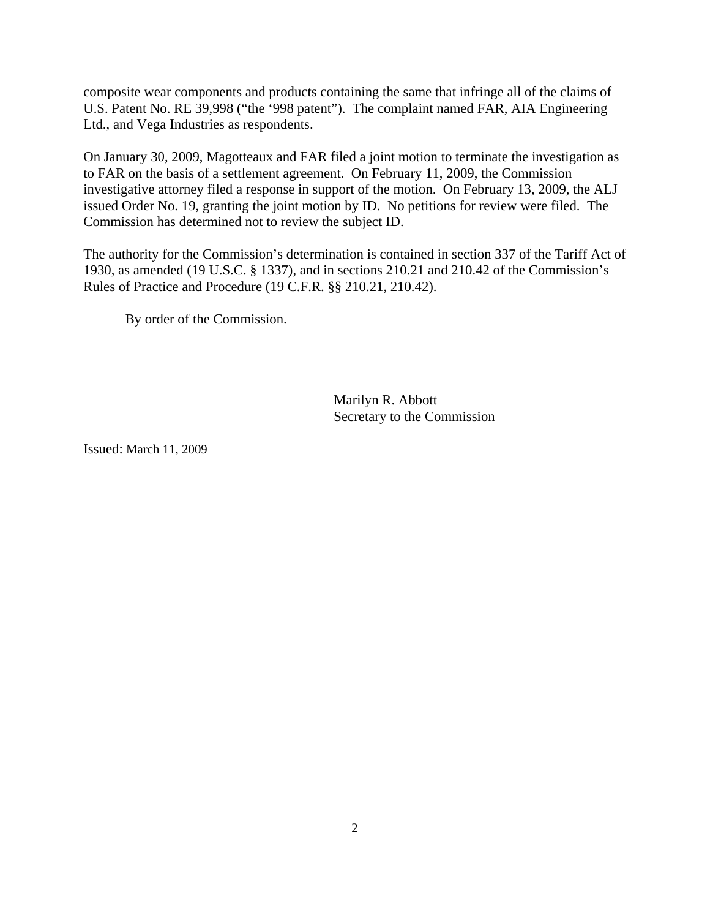composite wear components and products containing the same that infringe all of the claims of U.S. Patent No. RE 39,998 ("the '998 patent"). The complaint named FAR, AIA Engineering Ltd., and Vega Industries as respondents.

On January 30, 2009, Magotteaux and FAR filed a joint motion to terminate the investigation as to FAR on the basis of a settlement agreement. On February 11, 2009, the Commission investigative attorney filed a response in support of the motion. On February 13, 2009, the ALJ issued Order No. 19, granting the joint motion by ID. No petitions for review were filed. The Commission has determined not to review the subject ID.

The authority for the Commission's determination is contained in section 337 of the Tariff Act of 1930, as amended (19 U.S.C. § 1337), and in sections 210.21 and 210.42 of the Commission's Rules of Practice and Procedure (19 C.F.R. §§ 210.21, 210.42).

By order of the Commission.

Marilyn R. Abbott
Secretary to the Commission

Issued: March 11, 2009